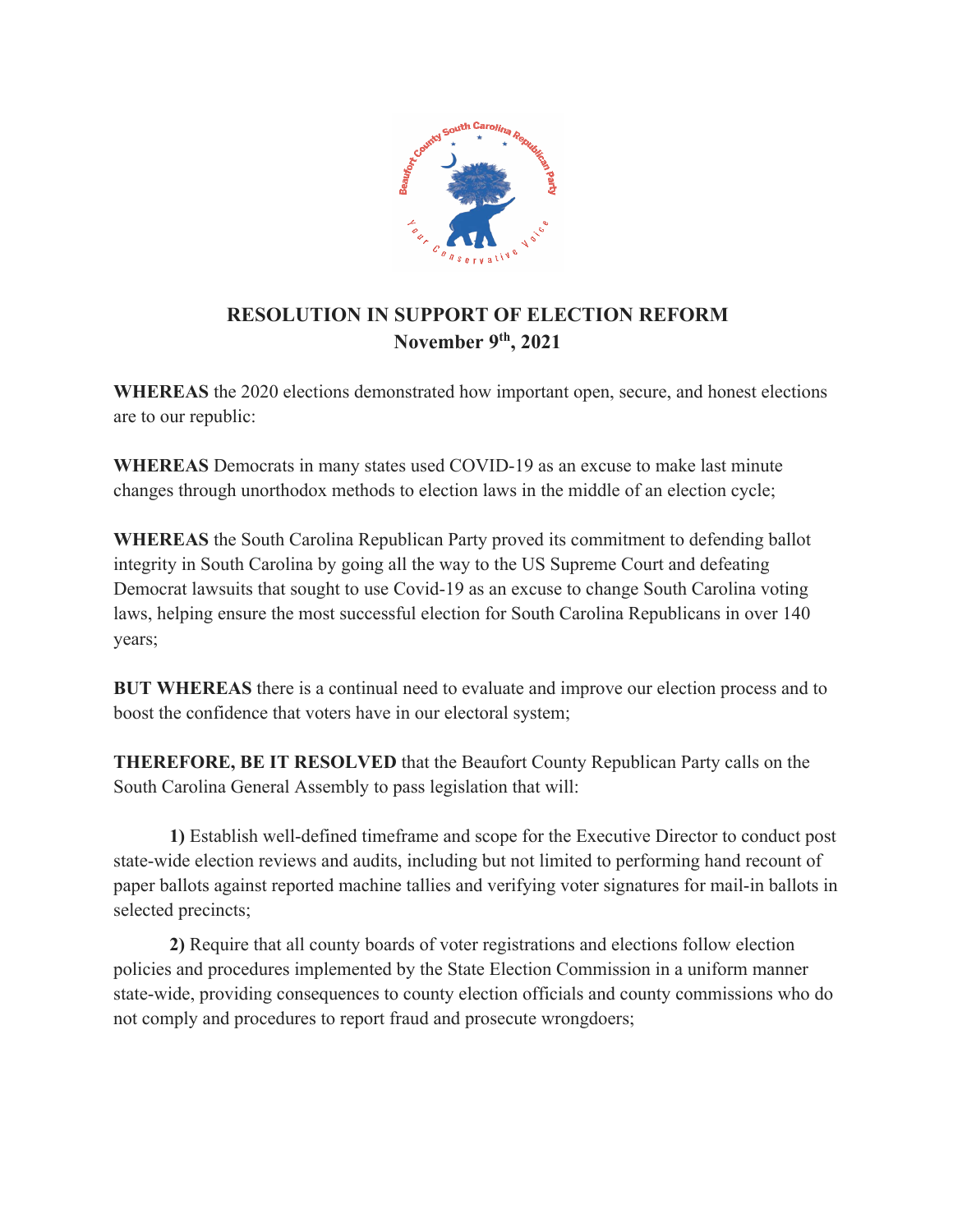# RESOLUTION IN SUPPORT OF ELECTION REFORM

**November 9th, 2021**

**WHEREAS** the 2020 elections demonstrated how important open, secure, and honest elections are to our republic:

**WHEREAS** Democrats in many states used COVID-19 as an excuse to make last minute changes through unorthodox methods to election laws in the middle of an election cycle;

**WHEREAS** the South Carolina Republican Party proved its commitment to defending ballot integrity in South Carolina by going all the way to the US Supreme Court and defeating Democrat lawsuits that sought to use Covid-19 as an excuse to change South Carolina voting laws, helping ensure the most successful election for South Carolina Republicans in over 140 years;

**BUT WHEREAS** there is a continual need to evaluate and improve our election process and to boost the confidence that voters have in our electoral system;

**THEREFORE, BE IT RESOLVED** that the Beaufort County Republican Party calls on the South Carolina General Assembly to pass legislation that will:

**1)** Establish well-defined timeframe and scope for the Executive Director to conduct post state-wide election reviews and audits, including but not limited to performing hand recount of paper ballots against reported machine tallies and verifying voter signatures for mail-in ballots in selected precincts;

**2)** Require that all county boards of voter registrations and elections follow election policies and procedures implemented by the State Election Commission in a uniform manner state-wide, providing consequences to county election officials and county commissions who do not comply and procedures to report fraud and prosecute wrongdoers;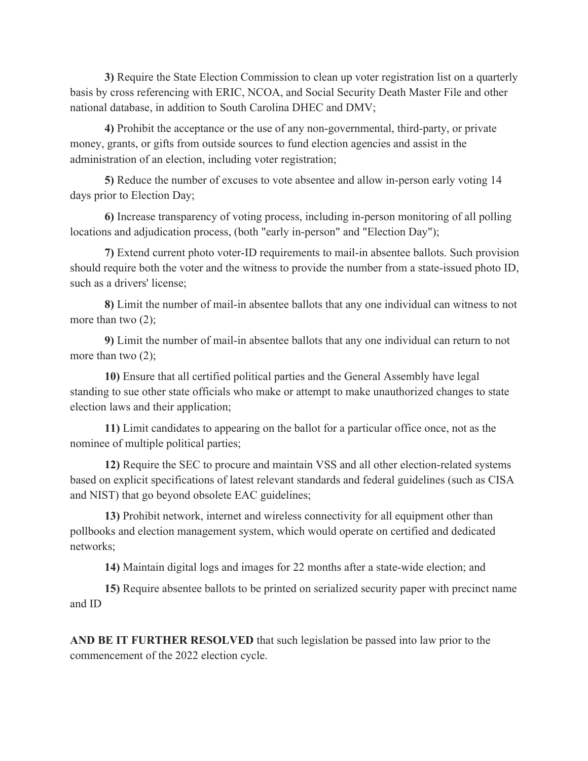**3)** Require the State Election Commission to clean up voter registration list on a quarterly basis by cross referencing with ERIC, NCOA, and Social Security Death Master File and other national database, in addition to South Carolina DHEC and DMV;

**4)** Prohibit the acceptance or the use of any non-governmental, third-party, or private money, grants, or gifts from outside sources to fund election agencies and assist in the administration of an election, including voter registration;

**5)** Reduce the number of excuses to vote absentee and allow in-person early voting 14 days prior to Election Day;

**6)** Increase transparency of voting process, including in-person monitoring of all polling locations and adjudication process, (both "early in-person" and "Election Day");

**7)** Extend current photo voter-ID requirements to mail-in absentee ballots. Such provision should require both the voter and the witness to provide the number from a state-issued photo ID, such as a drivers' license;

**8)** Limit the number of mail-in absentee ballots that any one individual can witness to not more than two (2);

**9)** Limit the number of mail-in absentee ballots that any one individual can return to not more than two (2);

**10)** Ensure that all certified political parties and the General Assembly have legal standing to sue other state officials who make or attempt to make unauthorized changes to state election laws and their application;

**11)** Limit candidates to appearing on the ballot for a particular office once, not as the nominee of multiple political parties;

**12)** Require the SEC to procure and maintain VSS and all other election-related systems based on explicit specifications of latest relevant standards and federal guidelines (such as CISA and NIST) that go beyond obsolete EAC guidelines;

**13)** Prohibit network, internet and wireless connectivity for all equipment other than pollbooks and election management system, which would operate on certified and dedicated networks;

**14)** Maintain digital logs and images for 22 months after a state-wide election; and

**15)** Require absentee ballots to be printed on serialized security paper with precinct name and ID

**AND BE IT FURTHER RESOLVED** that such legislation be passed into law prior to the commencement of the 2022 election cycle.